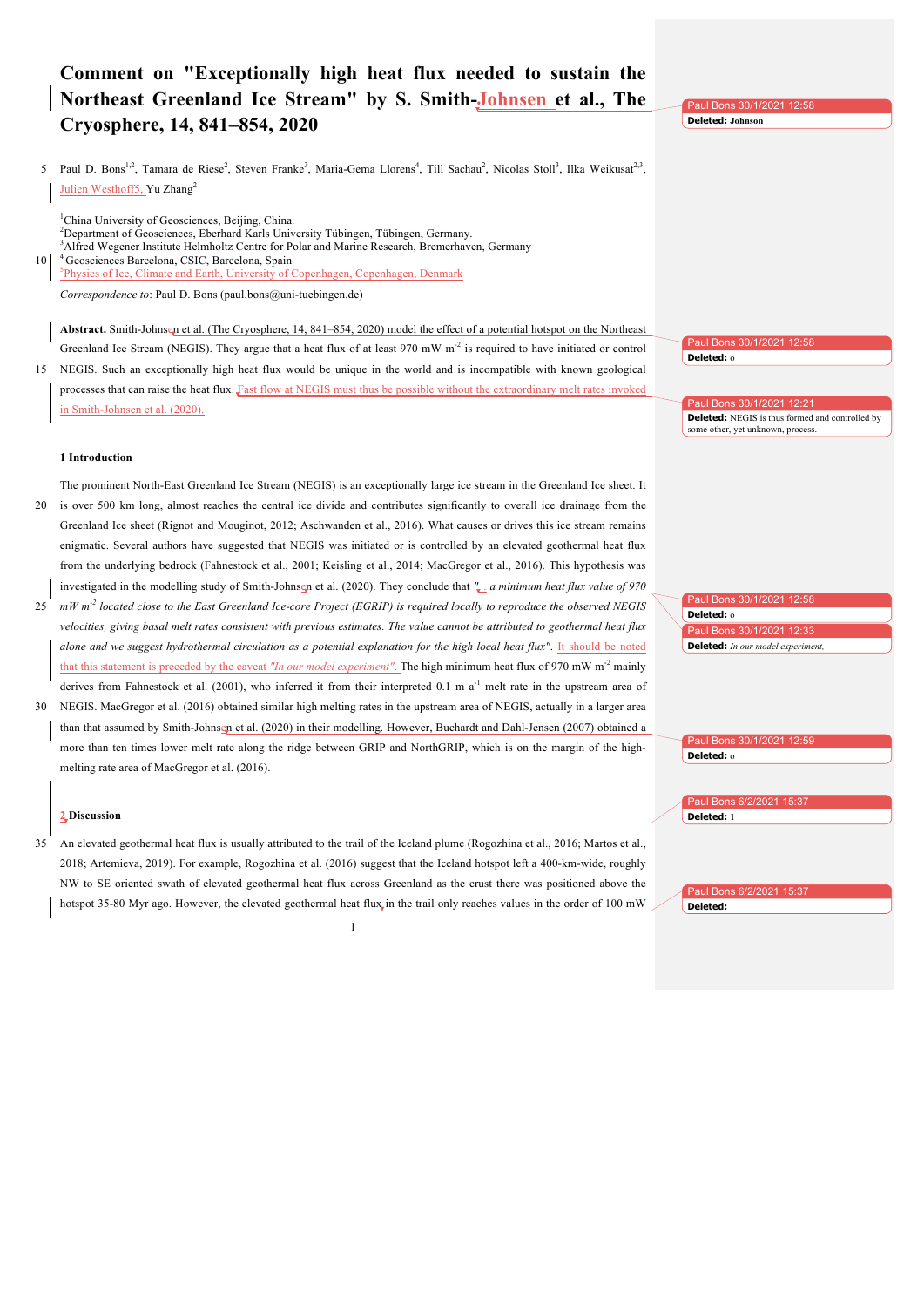# Comment on "Exceptionally high heat flux needed to sustain the Northeast Greenland Ice Stream" by S. Smith-Johnsen et al., The Cryosphere, 14, 841–854, 2020

Paul D. Bons[1,2], Tamara de Riese[2], Steven Franke[3], Maria-Gema Llorens[4], Till Sachau[2], Nicolas Stoll[3], Ilka Weikusat[2,3], Julien Westhoff5, Yu Zhang[2]

[1]China University of Geosciences, Beijing, China.
[2]Department of Geosciences, Eberhard Karls University Tübingen, Tübingen, Germany.
[3]Alfred Wegener Institute Helmholtz Centre for Polar and Marine Research, Bremerhaven, Germany
[4]Geosciences Barcelona, CSIC, Barcelona, Spain
[5]Physics of Ice, Climate and Earth, University of Copenhagen, Copenhagen, Denmark

*Correspondence to*: Paul D. Bons (paul.bons@uni-tuebingen.de)

**Abstract.** Smith-Johnsen et al. (The Cryosphere, 14, 841–854, 2020) model the effect of a potential hotspot on the Northeast Greenland Ice Stream (NEGIS). They argue that a heat flux of at least 970 mW m$^{-2}$ is required to have initiated or control NEGIS. Such an exceptionally high heat flux would be unique in the world and is incompatible with known geological processes that can raise the heat flux. Fast flow at NEGIS must thus be possible without the extraordinary melt rates invoked in Smith-Johnsen et al. (2020).

## 1 Introduction

The prominent North-East Greenland Ice Stream (NEGIS) is an exceptionally large ice stream in the Greenland Ice sheet. It is over 500 km long, almost reaches the central ice divide and contributes significantly to overall ice drainage from the Greenland Ice sheet (Rignot and Mouginot, 2012; Aschwanden et al., 2016). What causes or drives this ice stream remains enigmatic. Several authors have suggested that NEGIS was initiated or is controlled by an elevated geothermal heat flux from the underlying bedrock (Fahnestock et al., 2001; Keisling et al., 2014; MacGregor et al., 2016). This hypothesis was investigated in the modelling study of Smith-Johnsen et al. (2020). They conclude that *"... a minimum heat flux value of 970 mW m$^{-2}$ located close to the East Greenland Ice-core Project (EGRIP) is required locally to reproduce the observed NEGIS velocities, giving basal melt rates consistent with previous estimates. The value cannot be attributed to geothermal heat flux alone and we suggest hydrothermal circulation as a potential explanation for the high local heat flux"*. It should be noted that this statement is preceded by the caveat *"In our model experiment"*. The high minimum heat flux of 970 mW m$^{-2}$ mainly derives from Fahnestock et al. (2001), who inferred it from their interpreted 0.1 m a$^{-1}$ melt rate in the upstream area of NEGIS. MacGregor et al. (2016) obtained similar high melting rates in the upstream area of NEGIS, actually in a larger area than that assumed by Smith-Johnsen et al. (2020) in their modelling. However, Buchardt and Dahl-Jensen (2007) obtained a more than ten times lower melt rate along the ridge between GRIP and NorthGRIP, which is on the margin of the high-melting rate area of MacGregor et al. (2016).

## 2 Discussion

An elevated geothermal heat flux is usually attributed to the trail of the Iceland plume (Rogozhina et al., 2016; Martos et al., 2018; Artemieva, 2019). For example, Rogozhina et al. (2016) suggest that the Iceland hotspot left a 400-km-wide, roughly NW to SE oriented swath of elevated geothermal heat flux across Greenland as the crust there was positioned above the hotspot 35-80 Myr ago. However, the elevated geothermal heat flux in the trail only reaches values in the order of 100 mW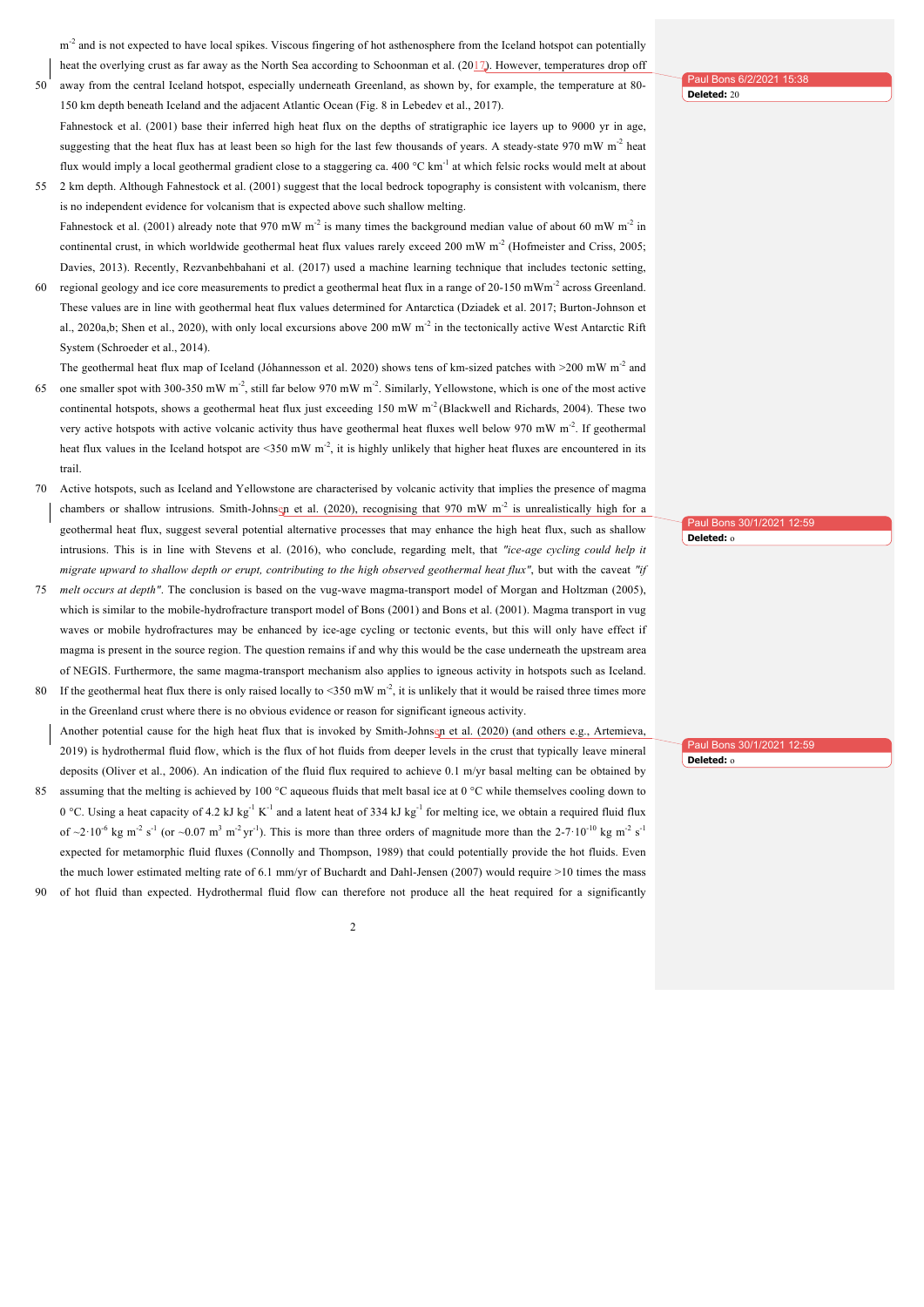$m^{-2}$ and is not expected to have local spikes. Viscous fingering of hot asthenosphere from the Iceland hotspot can potentially heat the overlying crust as far away as the North Sea according to Schoonman et al. (2017). However, temperatures drop off away from the central Iceland hotspot, especially underneath Greenland, as shown by, for example, the temperature at 80-150 km depth beneath Iceland and the adjacent Atlantic Ocean (Fig. 8 in Lebedev et al., 2017).

Fahnestock et al. (2001) base their inferred high heat flux on the depths of stratigraphic ice layers up to 9000 yr in age, suggesting that the heat flux has at least been so high for the last few thousands of years. A steady-state 970 mW $m^{-2}$ heat flux would imply a local geothermal gradient close to a staggering ca. 400 °C $km^{-1}$ at which felsic rocks would melt at about 2 km depth. Although Fahnestock et al. (2001) suggest that the local bedrock topography is consistent with volcanism, there is no independent evidence for volcanism that is expected above such shallow melting.

Fahnestock et al. (2001) already note that 970 mW $m^{-2}$ is many times the background median value of about 60 mW $m^{-2}$ in continental crust, in which worldwide geothermal heat flux values rarely exceed 200 mW $m^{-2}$ (Hofmeister and Criss, 2005; Davies, 2013). Recently, Rezvanbehbahani et al. (2017) used a machine learning technique that includes tectonic setting, regional geology and ice core measurements to predict a geothermal heat flux in a range of 20-150 $mWm^{-2}$ across Greenland. These values are in line with geothermal heat flux values determined for Antarctica (Dziadek et al. 2017; Burton-Johnson et al., 2020a,b; Shen et al., 2020), with only local excursions above 200 mW $m^{-2}$ in the tectonically active West Antarctic Rift System (Schroeder et al., 2014).

The geothermal heat flux map of Iceland (Jóhannesson et al. 2020) shows tens of km-sized patches with >200 mW $m^{-2}$ and one smaller spot with 300-350 mW $m^{-2}$, still far below 970 mW $m^{-2}$. Similarly, Yellowstone, which is one of the most active continental hotspots, shows a geothermal heat flux just exceeding 150 mW $m^{-2}$ (Blackwell and Richards, 2004). These two very active hotspots with active volcanic activity thus have geothermal heat fluxes well below 970 mW $m^{-2}$. If geothermal heat flux values in the Iceland hotspot are <350 mW $m^{-2}$, it is highly unlikely that higher heat fluxes are encountered in its trail.

Active hotspots, such as Iceland and Yellowstone are characterised by volcanic activity that implies the presence of magma chambers or shallow intrusions. Smith-Johnsen et al. (2020), recognising that 970 mW $m^{-2}$ is unrealistically high for a geothermal heat flux, suggest several potential alternative processes that may enhance the high heat flux, such as shallow intrusions. This is in line with Stevens et al. (2016), who conclude, regarding melt, that *"ice-age cycling could help it migrate upward to shallow depth or erupt, contributing to the high observed geothermal heat flux"*, but with the caveat *"if melt occurs at depth"*. The conclusion is based on the vug-wave magma-transport model of Morgan and Holtzman (2005), which is similar to the mobile-hydrofracture transport model of Bons (2001) and Bons et al. (2001). Magma transport in vug waves or mobile hydrofractures may be enhanced by ice-age cycling or tectonic events, but this will only have effect if magma is present in the source region. The question remains if and why this would be the case underneath the upstream area of NEGIS. Furthermore, the same magma-transport mechanism also applies to igneous activity in hotspots such as Iceland. If the geothermal heat flux there is only raised locally to <350 mW $m^{-2}$, it is unlikely that it would be raised three times more in the Greenland crust where there is no obvious evidence or reason for significant igneous activity.

Another potential cause for the high heat flux that is invoked by Smith-Johnsen et al. (2020) (and others e.g., Artemieva, 2019) is hydrothermal fluid flow, which is the flux of hot fluids from deeper levels in the crust that typically leave mineral deposits (Oliver et al., 2006). An indication of the fluid flux required to achieve 0.1 m/yr basal melting can be obtained by assuming that the melting is achieved by 100 °C aqueous fluids that melt basal ice at 0 °C while themselves cooling down to 0 °C. Using a heat capacity of 4.2 kJ $kg^{-1}$ $K^{-1}$ and a latent heat of 334 kJ $kg^{-1}$ for melting ice, we obtain a required fluid flux of ~$2\cdot10^{-6}$ kg $m^{-2}$ $s^{-1}$ (or ~0.07 $m^{3}$ $m^{-2}$ $yr^{-1}$). This is more than three orders of magnitude more than the $2\text{-}7\cdot10^{-10}$ kg $m^{-2}$ $s^{-1}$ expected for metamorphic fluid fluxes (Connolly and Thompson, 1989) that could potentially provide the hot fluids. Even the much lower estimated melting rate of 6.1 mm/yr of Buchardt and Dahl-Jensen (2007) would require >10 times the mass of hot fluid than expected. Hydrothermal fluid flow can therefore not produce all the heat required for a significantly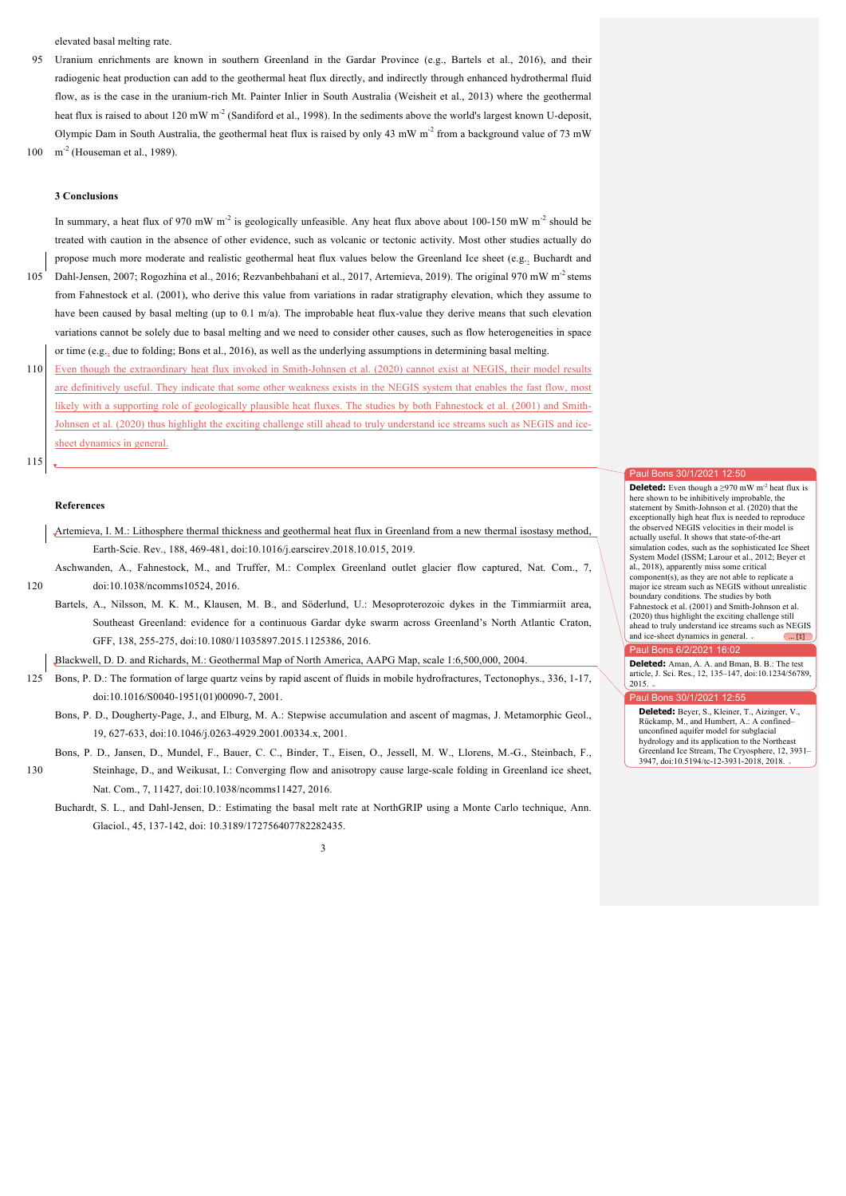elevated basal melting rate.

Uranium enrichments are known in southern Greenland in the Gardar Province (e.g., Bartels et al., 2016), and their radiogenic heat production can add to the geothermal heat flux directly, and indirectly through enhanced hydrothermal fluid flow, as is the case in the uranium-rich Mt. Painter Inlier in South Australia (Weisheit et al., 2013) where the geothermal heat flux is raised to about 120 mW m$^{-2}$ (Sandiford et al., 1998). In the sediments above the world's largest known U-deposit, Olympic Dam in South Australia, the geothermal heat flux is raised by only 43 mW m$^{-2}$ from a background value of 73 mW m$^{-2}$ (Houseman et al., 1989).

### 3 Conclusions

In summary, a heat flux of 970 mW m$^{-2}$ is geologically unfeasible. Any heat flux above about 100-150 mW m$^{-2}$ should be treated with caution in the absence of other evidence, such as volcanic or tectonic activity. Most other studies actually do propose much more moderate and realistic geothermal heat flux values below the Greenland Ice sheet (e.g., Buchardt and Dahl-Jensen, 2007; Rogozhina et al., 2016; Rezvanbehbahani et al., 2017, Artemieva, 2019). The original 970 mW m$^{-2}$ stems from Fahnestock et al. (2001), who derive this value from variations in radar stratigraphy elevation, which they assume to have been caused by basal melting (up to 0.1 m/a). The improbable heat flux-value they derive means that such elevation variations cannot be solely due to basal melting and we need to consider other causes, such as flow heterogeneities in space or time (e.g., due to folding; Bons et al., 2016), as well as the underlying assumptions in determining basal melting.

Even though the extraordinary heat flux invoked in Smith-Johnsen et al. (2020) cannot exist at NEGIS, their model results are definitively useful. They indicate that some other weakness exists in the NEGIS system that enables the fast flow, most likely with a supporting role of geologically plausible heat fluxes. The studies by both Fahnestock et al. (2001) and Smith-Johnsen et al. (2020) thus highlight the exciting challenge still ahead to truly understand ice streams such as NEGIS and ice-sheet dynamics in general.

### References

Artemieva, I. M.: Lithosphere thermal thickness and geothermal heat flux in Greenland from a new thermal isostasy method, Earth-Scie. Rev., 188, 469-481, doi:10.1016/j.earscirev.2018.10.015, 2019.

Aschwanden, A., Fahnestock, M., and Truffer, M.: Complex Greenland outlet glacier flow captured, Nat. Com., 7, doi:10.1038/ncomms10524, 2016.

Bartels, A., Nilsson, M. K. M., Klausen, M. B., and Söderlund, U.: Mesoproterozoic dykes in the Timmiarmiit area, Southeast Greenland: evidence for a continuous Gardar dyke swarm across Greenland's North Atlantic Craton, GFF, 138, 255-275, doi:10.1080/11035897.2015.1125386, 2016.

Blackwell, D. D. and Richards, M.: Geothermal Map of North America, AAPG Map, scale 1:6,500,000, 2004.

Bons, P. D.: The formation of large quartz veins by rapid ascent of fluids in mobile hydrofractures, Tectonophys., 336, 1-17, doi:10.1016/S0040-1951(01)00090-7, 2001.

Bons, P. D., Dougherty-Page, J., and Elburg, M. A.: Stepwise accumulation and ascent of magmas, J. Metamorphic Geol., 19, 627-633, doi:10.1046/j.0263-4929.2001.00334.x, 2001.

Bons, P. D., Jansen, D., Mundel, F., Bauer, C. C., Binder, T., Eisen, O., Jessell, M. W., Llorens, M.-G., Steinbach, F., Steinhage, D., and Weikusat, I.: Converging flow and anisotropy cause large-scale folding in Greenland ice sheet, Nat. Com., 7, 11427, doi:10.1038/ncomms11427, 2016.

Buchardt, S. L., and Dahl-Jensen, D.: Estimating the basal melt rate at NorthGRIP using a Monte Carlo technique, Ann. Glaciol., 45, 137-142, doi: 10.3189/172756407782282435.

Paul Bons 30/1/2021 12:50
**Deleted:** Even though a ≥970 mW m$^{-2}$ heat flux is here shown to be inhibitively improbable, the statement by Smith-Johnson et al. (2020) that the exceptionally high heat flux is needed to reproduce the observed NEGIS velocities in their model is actually useful. It shows that state-of-the-art simulation codes, such as the sophisticated Ice Sheet System Model (ISSM; Larour et al., 2012; Beyer et al., 2018), apparently miss some critical component(s), as they are not able to replicate a major ice stream such as NEGIS without unrealistic boundary conditions. The studies by both Fahnestock et al. (2001) and Smith-Johnsen et al. (2020) thus highlight the exciting challenge still ahead to truly understand ice streams such as NEGIS and ice-sheet dynamics in general. ... [1]

Paul Bons 6/2/2021 16:02
**Deleted:** Aman, A. A. and Bman, B. B.: The test article, J. Sci. Res., 12, 135–147, doi:10.1234/56789, 2015.

Paul Bons 30/1/2021 12:55
**Deleted:** Beyer, S., Kleiner, T., Aizinger, V., Rückamp, M., and Humbert, A.: A confined–unconfined aquifer model for subglacial hydrology and its application to the Northeast Greenland Ice Stream, The Cryosphere, 12, 3931–3947, doi:10.5194/tc-12-3931-2018, 2018.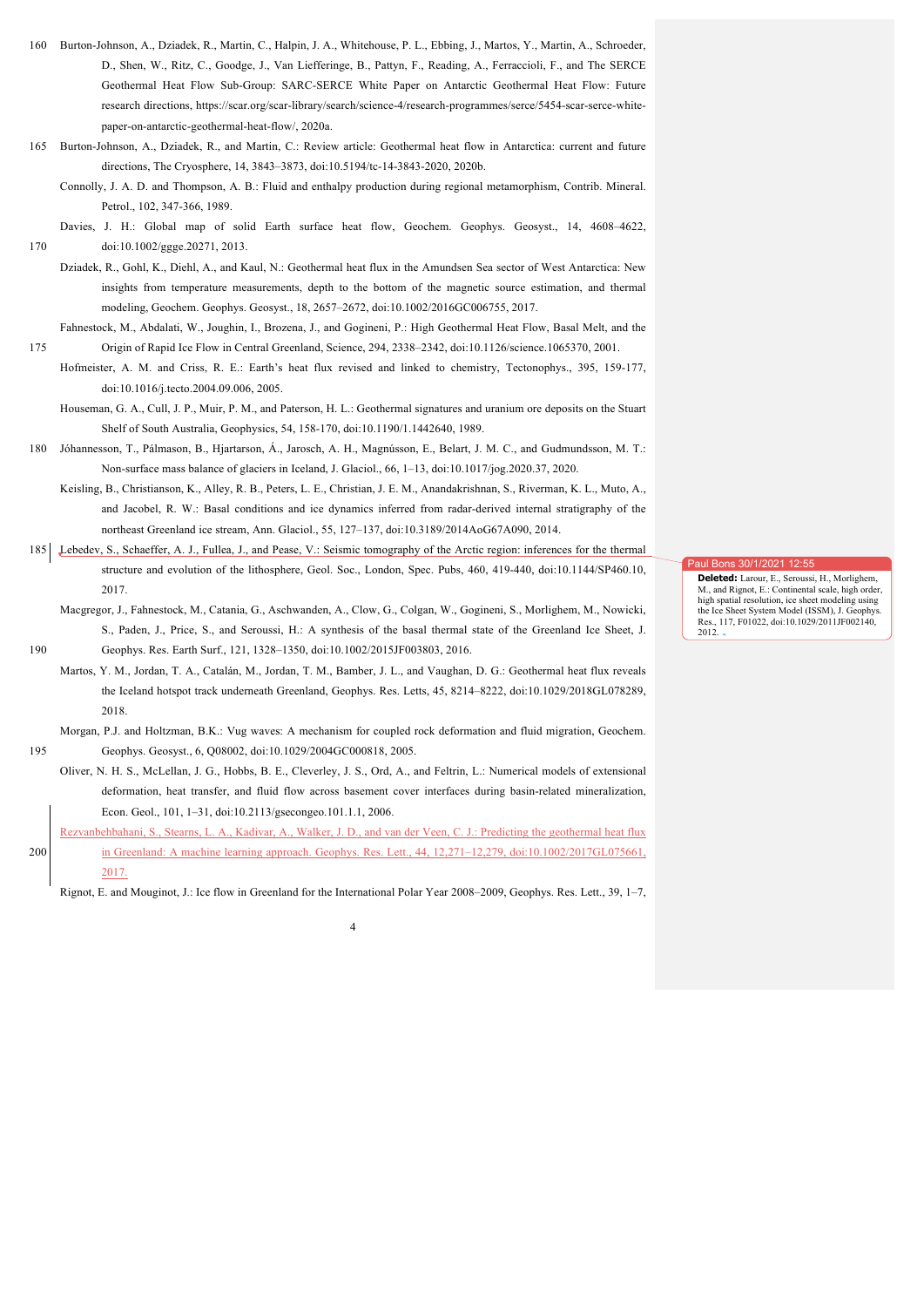Burton-Johnson, A., Dziadek, R., Martin, C., Halpin, J. A., Whitehouse, P. L., Ebbing, J., Martos, Y., Martin, A., Schroeder, D., Shen, W., Ritz, C., Goodge, J., Van Liefferinge, B., Pattyn, F., Reading, A., Ferraccioli, F., and The SERCE Geothermal Heat Flow Sub-Group: SARC-SERCE White Paper on Antarctic Geothermal Heat Flow: Future research directions, https://scar.org/scar-library/search/science-4/research-programmes/serce/5454-scar-serce-white-paper-on-antarctic-geothermal-heat-flow/, 2020a.

Burton-Johnson, A., Dziadek, R., and Martin, C.: Review article: Geothermal heat flow in Antarctica: current and future directions, The Cryosphere, 14, 3843–3873, doi:10.5194/tc-14-3843-2020, 2020b.

Connolly, J. A. D. and Thompson, A. B.: Fluid and enthalpy production during regional metamorphism, Contrib. Mineral. Petrol., 102, 347-366, 1989.

Davies, J. H.: Global map of solid Earth surface heat flow, Geochem. Geophys. Geosyst., 14, 4608–4622, doi:10.1002/ggge.20271, 2013.

Dziadek, R., Gohl, K., Diehl, A., and Kaul, N.: Geothermal heat flux in the Amundsen Sea sector of West Antarctica: New insights from temperature measurements, depth to the bottom of the magnetic source estimation, and thermal modeling, Geochem. Geophys. Geosyst., 18, 2657–2672, doi:10.1002/2016GC006755, 2017.

Fahnestock, M., Abdalati, W., Joughin, I., Brozena, J., and Gogineni, P.: High Geothermal Heat Flow, Basal Melt, and the Origin of Rapid Ice Flow in Central Greenland, Science, 294, 2338–2342, doi:10.1126/science.1065370, 2001.

Hofmeister, A. M. and Criss, R. E.: Earth's heat flux revised and linked to chemistry, Tectonophys., 395, 159-177, doi:10.1016/j.tecto.2004.09.006, 2005.

Houseman, G. A., Cull, J. P., Muir, P. M., and Paterson, H. L.: Geothermal signatures and uranium ore deposits on the Stuart Shelf of South Australia, Geophysics, 54, 158-170, doi:10.1190/1.1442640, 1989.

Jóhannesson, T., Pálmason, B., Hjartarson, Á., Jarosch, A. H., Magnússon, E., Belart, J. M. C., and Gudmundsson, M. T.: Non-surface mass balance of glaciers in Iceland, J. Glaciol., 66, 1–13, doi:10.1017/jog.2020.37, 2020.

Keisling, B., Christianson, K., Alley, R. B., Peters, L. E., Christian, J. E. M., Anandakrishnan, S., Riverman, K. L., Muto, A., and Jacobel, R. W.: Basal conditions and ice dynamics inferred from radar-derived internal stratigraphy of the northeast Greenland ice stream, Ann. Glaciol., 55, 127–137, doi:10.3189/2014AoG67A090, 2014.

Lebedev, S., Schaeffer, A. J., Fullea, J., and Pease, V.: Seismic tomography of the Arctic region: inferences for the thermal structure and evolution of the lithosphere, Geol. Soc., London, Spec. Pubs, 460, 419-440, doi:10.1144/SP460.10, 2017.

Macgregor, J., Fahnestock, M., Catania, G., Aschwanden, A., Clow, G., Colgan, W., Gogineni, S., Morlighem, M., Nowicki, S., Paden, J., Price, S., and Seroussi, H.: A synthesis of the basal thermal state of the Greenland Ice Sheet, J. Geophys. Res. Earth Surf., 121, 1328–1350, doi:10.1002/2015JF003803, 2016.

Martos, Y. M., Jordan, T. A., Catalán, M., Jordan, T. M., Bamber, J. L., and Vaughan, D. G.: Geothermal heat flux reveals the Iceland hotspot track underneath Greenland, Geophys. Res. Letts, 45, 8214–8222, doi:10.1029/2018GL078289, 2018.

Morgan, P.J. and Holtzman, B.K.: Vug waves: A mechanism for coupled rock deformation and fluid migration, Geochem. Geophys. Geosyst., 6, Q08002, doi:10.1029/2004GC000818, 2005.

Oliver, N. H. S., McLellan, J. G., Hobbs, B. E., Cleverley, J. S., Ord, A., and Feltrin, L.: Numerical models of extensional deformation, heat transfer, and fluid flow across basement cover interfaces during basin-related mineralization, Econ. Geol., 101, 1–31, doi:10.2113/gsecongeo.101.1.1, 2006.

Rezvanbehbahani, S., Stearns, L. A., Kadivar, A., Walker, J. D., and van der Veen, C. J.: Predicting the geothermal heat flux in Greenland: A machine learning approach. Geophys. Res. Lett., 44, 12,271–12,279, doi:10.1002/2017GL075661, 2017.

Rignot, E. and Mouginot, J.: Ice flow in Greenland for the International Polar Year 2008–2009, Geophys. Res. Lett., 39, 1–7,

Paul Bons 30/1/2021 12:55

**Deleted:** Larour, E., Seroussi, H., Morlighem, M., and Rignot, E.: Continental scale, high order, high spatial resolution, ice sheet modeling using the Ice Sheet System Model (ISSM), J. Geophys. Res., 117, F01022, doi:10.1029/2011JF002140, 2012.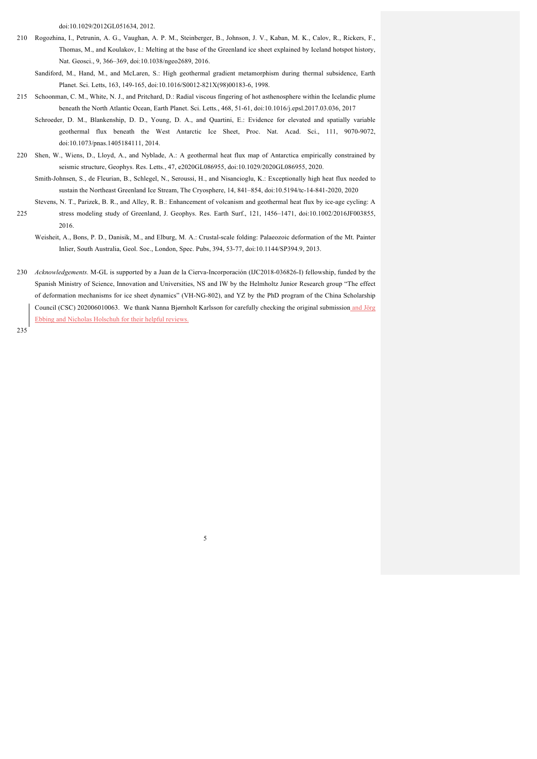doi:10.1029/2012GL051634, 2012.

Rogozhina, I., Petrunin, A. G., Vaughan, A. P. M., Steinberger, B., Johnson, J. V., Kaban, M. K., Calov, R., Rickers, F., Thomas, M., and Koulakov, I.: Melting at the base of the Greenland ice sheet explained by Iceland hotspot history, Nat. Geosci., 9, 366–369, doi:10.1038/ngeo2689, 2016.

Sandiford, M., Hand, M., and McLaren, S.: High geothermal gradient metamorphism during thermal subsidence, Earth Planet. Sci. Letts, 163, 149-165, doi:10.1016/S0012-821X(98)00183-6, 1998.

Schoonman, C. M., White, N. J., and Pritchard, D.: Radial viscous fingering of hot asthenosphere within the Icelandic plume beneath the North Atlantic Ocean, Earth Planet. Sci. Letts., 468, 51-61, doi:10.1016/j.epsl.2017.03.036, 2017

Schroeder, D. M., Blankenship, D. D., Young, D. A., and Quartini, E.: Evidence for elevated and spatially variable geothermal flux beneath the West Antarctic Ice Sheet, Proc. Nat. Acad. Sci., 111, 9070-9072, doi:10.1073/pnas.1405184111, 2014.

Shen, W., Wiens, D., Lloyd, A., and Nyblade, A.: A geothermal heat flux map of Antarctica empirically constrained by seismic structure, Geophys. Res. Letts., 47, e2020GL086955, doi:10.1029/2020GL086955, 2020.

Smith-Johnsen, S., de Fleurian, B., Schlegel, N., Seroussi, H., and Nisancioglu, K.: Exceptionally high heat flux needed to sustain the Northeast Greenland Ice Stream, The Cryosphere, 14, 841–854, doi:10.5194/tc-14-841-2020, 2020

Stevens, N. T., Parizek, B. R., and Alley, R. B.: Enhancement of volcanism and geothermal heat flux by ice-age cycling: A stress modeling study of Greenland, J. Geophys. Res. Earth Surf., 121, 1456–1471, doi:10.1002/2016JF003855, 2016.

Weisheit, A., Bons, P. D., Danisik, M., and Elburg, M. A.: Crustal-scale folding: Palaeozoic deformation of the Mt. Painter Inlier, South Australia, Geol. Soc., London, Spec. Pubs, 394, 53-77, doi:10.1144/SP394.9, 2013.

*Acknowledgements.* M-GL is supported by a Juan de la Cierva-Incorporación (IJC2018-036826-I) fellowship, funded by the Spanish Ministry of Science, Innovation and Universities, NS and IW by the Helmholtz Junior Research group "The effect of deformation mechanisms for ice sheet dynamics" (VH-NG-802), and YZ by the PhD program of the China Scholarship Council (CSC) 202006010063. We thank Nanna Bjørnholt Karlsson for carefully checking the original submission and Jörg Ebbing and Nicholas Holschuh for their helpful reviews.